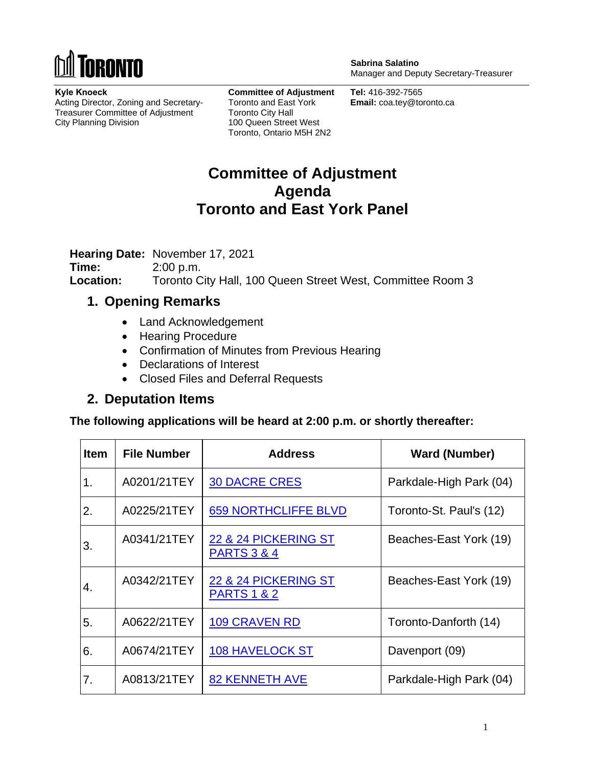TORONTO

**Sabrina Salatino**
Manager and Deputy Secretary-Treasurer

**Kyle Knoeck**
Acting Director, Zoning and Secretary-Treasurer Committee of Adjustment
City Planning Division

**Committee of Adjustment**
Toronto and East York
Toronto City Hall
100 Queen Street West
Toronto, Ontario M5H 2N2

**Tel:** 416-392-7565
**Email:** coa.tey@toronto.ca

# Committee of Adjustment Agenda Toronto and East York Panel

**Hearing Date:** November 17, 2021
**Time:** 2:00 p.m.
**Location:** Toronto City Hall, 100 Queen Street West, Committee Room 3

## 1. Opening Remarks

- Land Acknowledgement
- Hearing Procedure
- Confirmation of Minutes from Previous Hearing
- Declarations of Interest
- Closed Files and Deferral Requests

## 2. Deputation Items

**The following applications will be heard at 2:00 p.m. or shortly thereafter:**

| Item | File Number | Address | Ward (Number) |
|---|---|---|---|
| 1. | A0201/21TEY | 30 DACRE CRES | Parkdale-High Park (04) |
| 2. | A0225/21TEY | 659 NORTHCLIFFE BLVD | Toronto-St. Paul's (12) |
| 3. | A0341/21TEY | 22 & 24 PICKERING ST PARTS 3 & 4 | Beaches-East York (19) |
| 4. | A0342/21TEY | 22 & 24 PICKERING ST PARTS 1 & 2 | Beaches-East York (19) |
| 5. | A0622/21TEY | 109 CRAVEN RD | Toronto-Danforth (14) |
| 6. | A0674/21TEY | 108 HAVELOCK ST | Davenport (09) |
| 7. | A0813/21TEY | 82 KENNETH AVE | Parkdale-High Park (04) |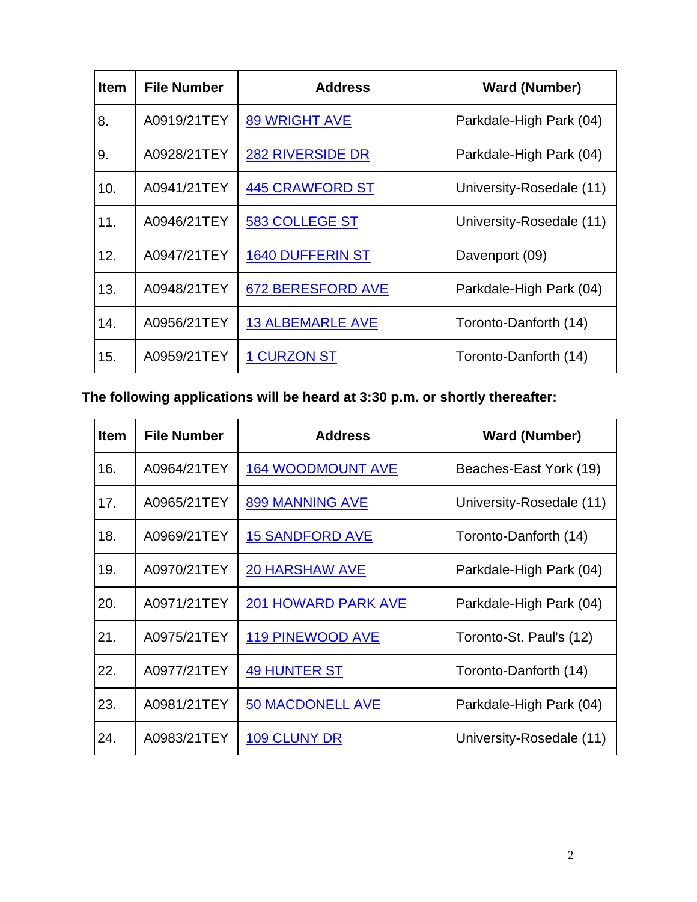| Item | File Number | Address | Ward (Number) |
|---|---|---|---|
| 8. | A0919/21TEY | 89 WRIGHT AVE | Parkdale-High Park (04) |
| 9. | A0928/21TEY | 282 RIVERSIDE DR | Parkdale-High Park (04) |
| 10. | A0941/21TEY | 445 CRAWFORD ST | University-Rosedale (11) |
| 11. | A0946/21TEY | 583 COLLEGE ST | University-Rosedale (11) |
| 12. | A0947/21TEY | 1640 DUFFERIN ST | Davenport (09) |
| 13. | A0948/21TEY | 672 BERESFORD AVE | Parkdale-High Park (04) |
| 14. | A0956/21TEY | 13 ALBEMARLE AVE | Toronto-Danforth (14) |
| 15. | A0959/21TEY | 1 CURZON ST | Toronto-Danforth (14) |

**The following applications will be heard at 3:30 p.m. or shortly thereafter:**

| Item | File Number | Address | Ward (Number) |
|---|---|---|---|
| 16. | A0964/21TEY | 164 WOODMOUNT AVE | Beaches-East York (19) |
| 17. | A0965/21TEY | 899 MANNING AVE | University-Rosedale (11) |
| 18. | A0969/21TEY | 15 SANDFORD AVE | Toronto-Danforth (14) |
| 19. | A0970/21TEY | 20 HARSHAW AVE | Parkdale-High Park (04) |
| 20. | A0971/21TEY | 201 HOWARD PARK AVE | Parkdale-High Park (04) |
| 21. | A0975/21TEY | 119 PINEWOOD AVE | Toronto-St. Paul's (12) |
| 22. | A0977/21TEY | 49 HUNTER ST | Toronto-Danforth (14) |
| 23. | A0981/21TEY | 50 MACDONELL AVE | Parkdale-High Park (04) |
| 24. | A0983/21TEY | 109 CLUNY DR | University-Rosedale (11) |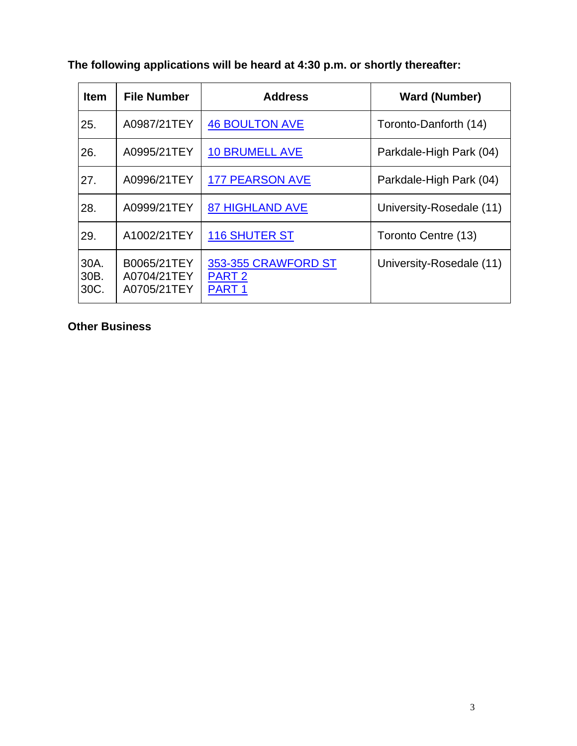**The following applications will be heard at 4:30 p.m. or shortly thereafter:**

| Item | File Number | Address | Ward (Number) |
|---|---|---|---|
| 25. | A0987/21TEY | 46 BOULTON AVE | Toronto-Danforth (14) |
| 26. | A0995/21TEY | 10 BRUMELL AVE | Parkdale-High Park (04) |
| 27. | A0996/21TEY | 177 PEARSON AVE | Parkdale-High Park (04) |
| 28. | A0999/21TEY | 87 HIGHLAND AVE | University-Rosedale (11) |
| 29. | A1002/21TEY | 116 SHUTER ST | Toronto Centre (13) |
| 30A.<br>30B.<br>30C. | B0065/21TEY<br>A0704/21TEY<br>A0705/21TEY | 353-355 CRAWFORD ST<br>PART 2<br>PART 1 | University-Rosedale (11) |

**Other Business**